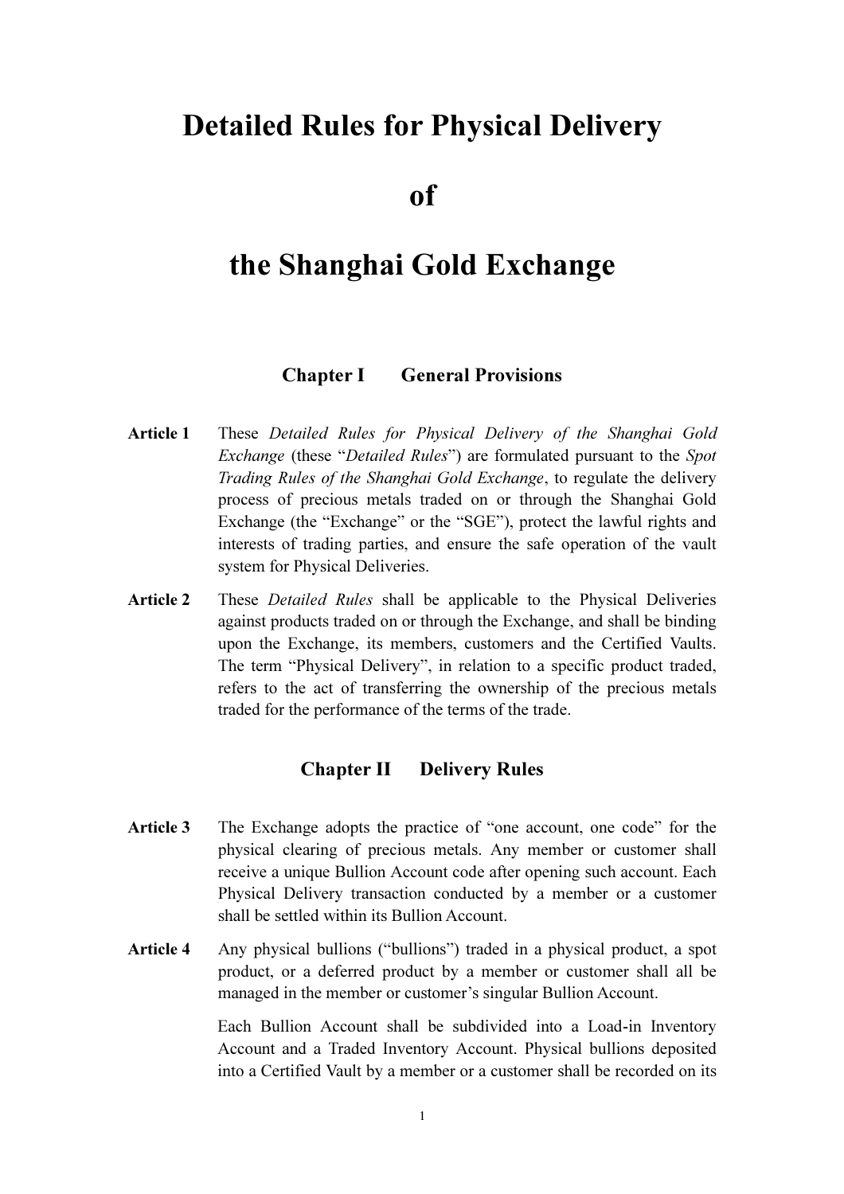# Detailed Rules for Physical Delivery of the Shanghai Gold Exchange

## Chapter I General Provisions

**Article 1** These *Detailed Rules for Physical Delivery of the Shanghai Gold Exchange* (these "*Detailed Rules*") are formulated pursuant to the *Spot Trading Rules of the Shanghai Gold Exchange*, to regulate the delivery process of precious metals traded on or through the Shanghai Gold Exchange (the "Exchange" or the "SGE"), protect the lawful rights and interests of trading parties, and ensure the safe operation of the vault system for Physical Deliveries.

**Article 2** These *Detailed Rules* shall be applicable to the Physical Deliveries against products traded on or through the Exchange, and shall be binding upon the Exchange, its members, customers and the Certified Vaults. The term "Physical Delivery", in relation to a specific product traded, refers to the act of transferring the ownership of the precious metals traded for the performance of the terms of the trade.

## Chapter II Delivery Rules

**Article 3** The Exchange adopts the practice of "one account, one code" for the physical clearing of precious metals. Any member or customer shall receive a unique Bullion Account code after opening such account. Each Physical Delivery transaction conducted by a member or a customer shall be settled within its Bullion Account.

**Article 4** Any physical bullions ("bullions") traded in a physical product, a spot product, or a deferred product by a member or customer shall all be managed in the member or customer's singular Bullion Account.

Each Bullion Account shall be subdivided into a Load-in Inventory Account and a Traded Inventory Account. Physical bullions deposited into a Certified Vault by a member or a customer shall be recorded on its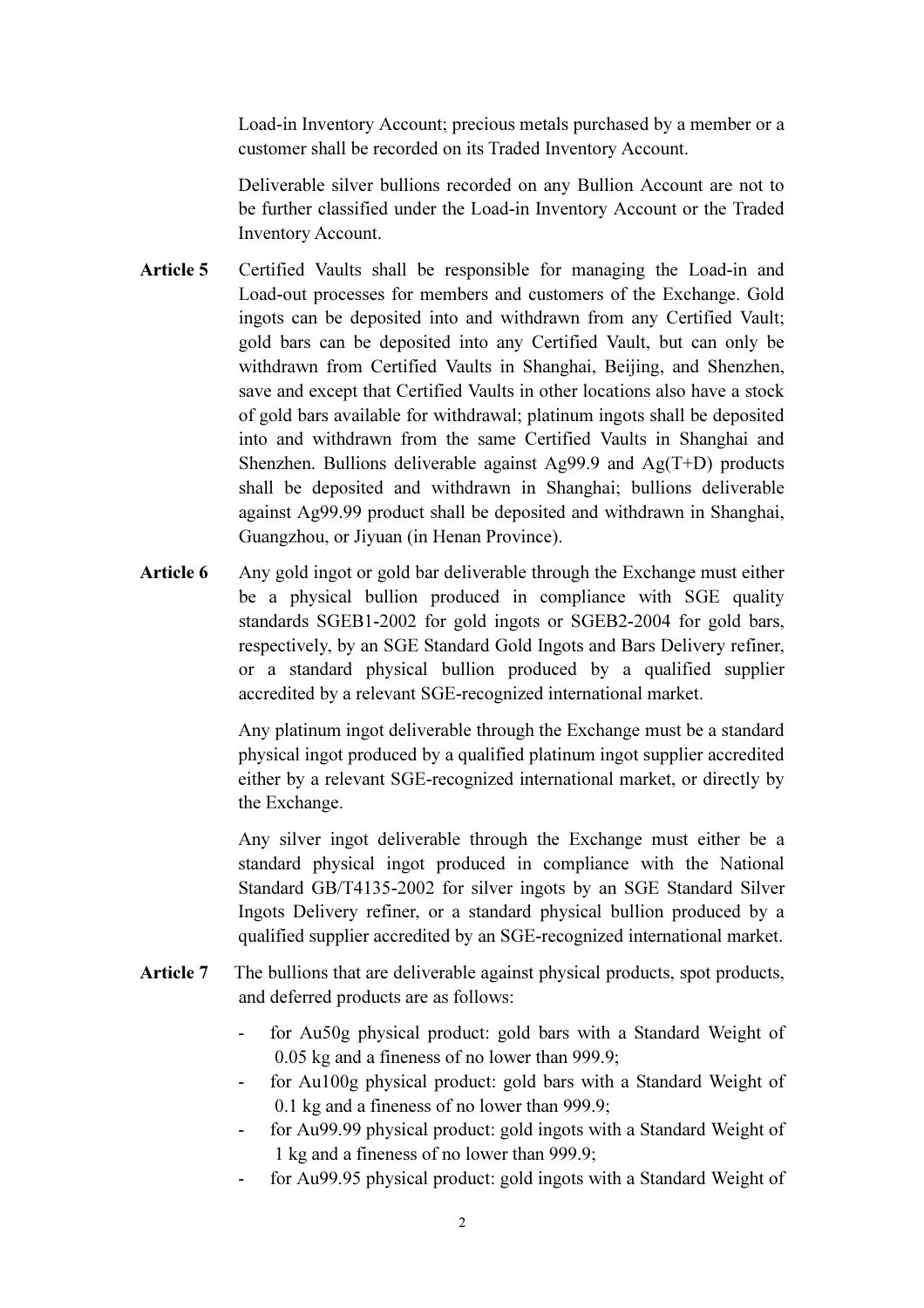Load-in Inventory Account; precious metals purchased by a member or a customer shall be recorded on its Traded Inventory Account.

Deliverable silver bullions recorded on any Bullion Account are not to be further classified under the Load-in Inventory Account or the Traded Inventory Account.

**Article 5** Certified Vaults shall be responsible for managing the Load-in and Load-out processes for members and customers of the Exchange. Gold ingots can be deposited into and withdrawn from any Certified Vault; gold bars can be deposited into any Certified Vault, but can only be withdrawn from Certified Vaults in Shanghai, Beijing, and Shenzhen, save and except that Certified Vaults in other locations also have a stock of gold bars available for withdrawal; platinum ingots shall be deposited into and withdrawn from the same Certified Vaults in Shanghai and Shenzhen. Bullions deliverable against Ag99.9 and Ag(T+D) products shall be deposited and withdrawn in Shanghai; bullions deliverable against Ag99.99 product shall be deposited and withdrawn in Shanghai, Guangzhou, or Jiyuan (in Henan Province).

**Article 6** Any gold ingot or gold bar deliverable through the Exchange must either be a physical bullion produced in compliance with SGE quality standards SGEB1-2002 for gold ingots or SGEB2-2004 for gold bars, respectively, by an SGE Standard Gold Ingots and Bars Delivery refiner, or a standard physical bullion produced by a qualified supplier accredited by a relevant SGE-recognized international market.

Any platinum ingot deliverable through the Exchange must be a standard physical ingot produced by a qualified platinum ingot supplier accredited either by a relevant SGE-recognized international market, or directly by the Exchange.

Any silver ingot deliverable through the Exchange must either be a standard physical ingot produced in compliance with the National Standard GB/T4135-2002 for silver ingots by an SGE Standard Silver Ingots Delivery refiner, or a standard physical bullion produced by a qualified supplier accredited by an SGE-recognized international market.

**Article 7** The bullions that are deliverable against physical products, spot products, and deferred products are as follows:

- for Au50g physical product: gold bars with a Standard Weight of 0.05 kg and a fineness of no lower than 999.9;
- for Au100g physical product: gold bars with a Standard Weight of 0.1 kg and a fineness of no lower than 999.9;
- for Au99.99 physical product: gold ingots with a Standard Weight of 1 kg and a fineness of no lower than 999.9;
- for Au99.95 physical product: gold ingots with a Standard Weight of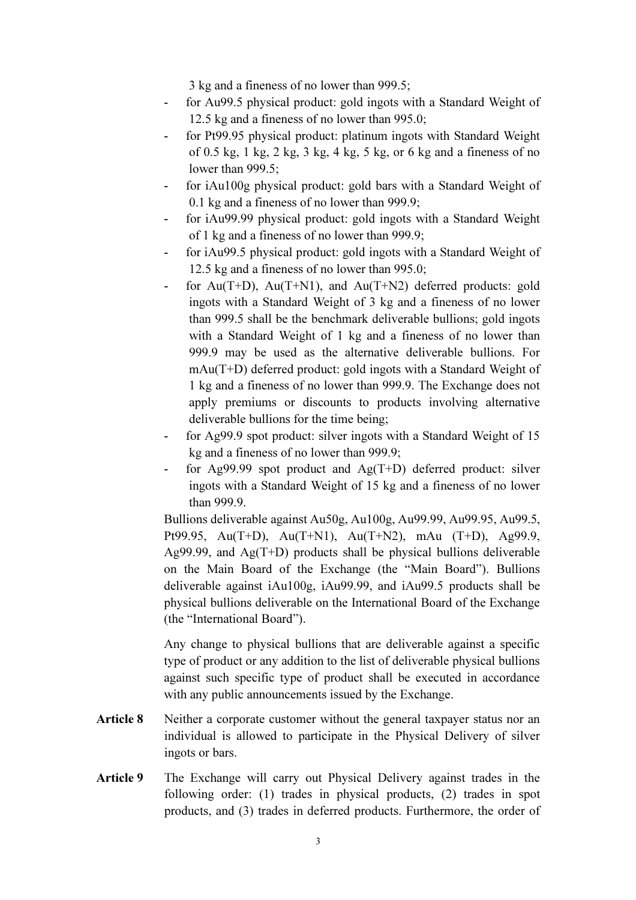3 kg and a fineness of no lower than 999.5;

- for Au99.5 physical product: gold ingots with a Standard Weight of 12.5 kg and a fineness of no lower than 995.0;
- for Pt99.95 physical product: platinum ingots with Standard Weight of 0.5 kg, 1 kg, 2 kg, 3 kg, 4 kg, 5 kg, or 6 kg and a fineness of no lower than 999.5;
- for iAu100g physical product: gold bars with a Standard Weight of 0.1 kg and a fineness of no lower than 999.9;
- for iAu99.99 physical product: gold ingots with a Standard Weight of 1 kg and a fineness of no lower than 999.9;
- for iAu99.5 physical product: gold ingots with a Standard Weight of 12.5 kg and a fineness of no lower than 995.0;
- for Au(T+D), Au(T+N1), and Au(T+N2) deferred products: gold ingots with a Standard Weight of 3 kg and a fineness of no lower than 999.5 shall be the benchmark deliverable bullions; gold ingots with a Standard Weight of 1 kg and a fineness of no lower than 999.9 may be used as the alternative deliverable bullions. For mAu(T+D) deferred product: gold ingots with a Standard Weight of 1 kg and a fineness of no lower than 999.9. The Exchange does not apply premiums or discounts to products involving alternative deliverable bullions for the time being;
- for Ag99.9 spot product: silver ingots with a Standard Weight of 15 kg and a fineness of no lower than 999.9;
- for Ag99.99 spot product and Ag(T+D) deferred product: silver ingots with a Standard Weight of 15 kg and a fineness of no lower than 999.9.

Bullions deliverable against Au50g, Au100g, Au99.99, Au99.95, Au99.5, Pt99.95, Au(T+D), Au(T+N1), Au(T+N2), mAu (T+D), Ag99.9, Ag99.99, and Ag(T+D) products shall be physical bullions deliverable on the Main Board of the Exchange (the "Main Board"). Bullions deliverable against iAu100g, iAu99.99, and iAu99.5 products shall be physical bullions deliverable on the International Board of the Exchange (the "International Board").

Any change to physical bullions that are deliverable against a specific type of product or any addition to the list of deliverable physical bullions against such specific type of product shall be executed in accordance with any public announcements issued by the Exchange.

**Article 8** Neither a corporate customer without the general taxpayer status nor an individual is allowed to participate in the Physical Delivery of silver ingots or bars.

**Article 9** The Exchange will carry out Physical Delivery against trades in the following order: (1) trades in physical products, (2) trades in spot products, and (3) trades in deferred products. Furthermore, the order of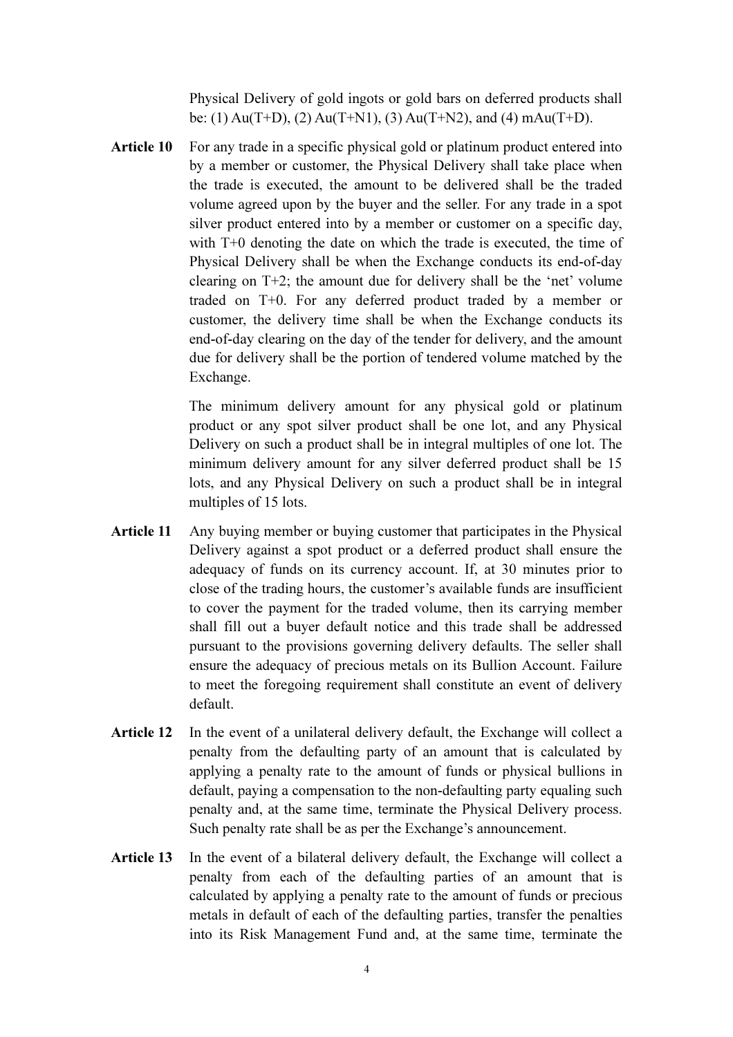Physical Delivery of gold ingots or gold bars on deferred products shall be: (1) Au(T+D), (2) Au(T+N1), (3) Au(T+N2), and (4) mAu(T+D).

**Article 10** For any trade in a specific physical gold or platinum product entered into by a member or customer, the Physical Delivery shall take place when the trade is executed, the amount to be delivered shall be the traded volume agreed upon by the buyer and the seller. For any trade in a spot silver product entered into by a member or customer on a specific day, with T+0 denoting the date on which the trade is executed, the time of Physical Delivery shall be when the Exchange conducts its end-of-day clearing on T+2; the amount due for delivery shall be the 'net' volume traded on T+0. For any deferred product traded by a member or customer, the delivery time shall be when the Exchange conducts its end-of-day clearing on the day of the tender for delivery, and the amount due for delivery shall be the portion of tendered volume matched by the Exchange.

The minimum delivery amount for any physical gold or platinum product or any spot silver product shall be one lot, and any Physical Delivery on such a product shall be in integral multiples of one lot. The minimum delivery amount for any silver deferred product shall be 15 lots, and any Physical Delivery on such a product shall be in integral multiples of 15 lots.

**Article 11** Any buying member or buying customer that participates in the Physical Delivery against a spot product or a deferred product shall ensure the adequacy of funds on its currency account. If, at 30 minutes prior to close of the trading hours, the customer's available funds are insufficient to cover the payment for the traded volume, then its carrying member shall fill out a buyer default notice and this trade shall be addressed pursuant to the provisions governing delivery defaults. The seller shall ensure the adequacy of precious metals on its Bullion Account. Failure to meet the foregoing requirement shall constitute an event of delivery default.

**Article 12** In the event of a unilateral delivery default, the Exchange will collect a penalty from the defaulting party of an amount that is calculated by applying a penalty rate to the amount of funds or physical bullions in default, paying a compensation to the non-defaulting party equaling such penalty and, at the same time, terminate the Physical Delivery process. Such penalty rate shall be as per the Exchange's announcement.

**Article 13** In the event of a bilateral delivery default, the Exchange will collect a penalty from each of the defaulting parties of an amount that is calculated by applying a penalty rate to the amount of funds or precious metals in default of each of the defaulting parties, transfer the penalties into its Risk Management Fund and, at the same time, terminate the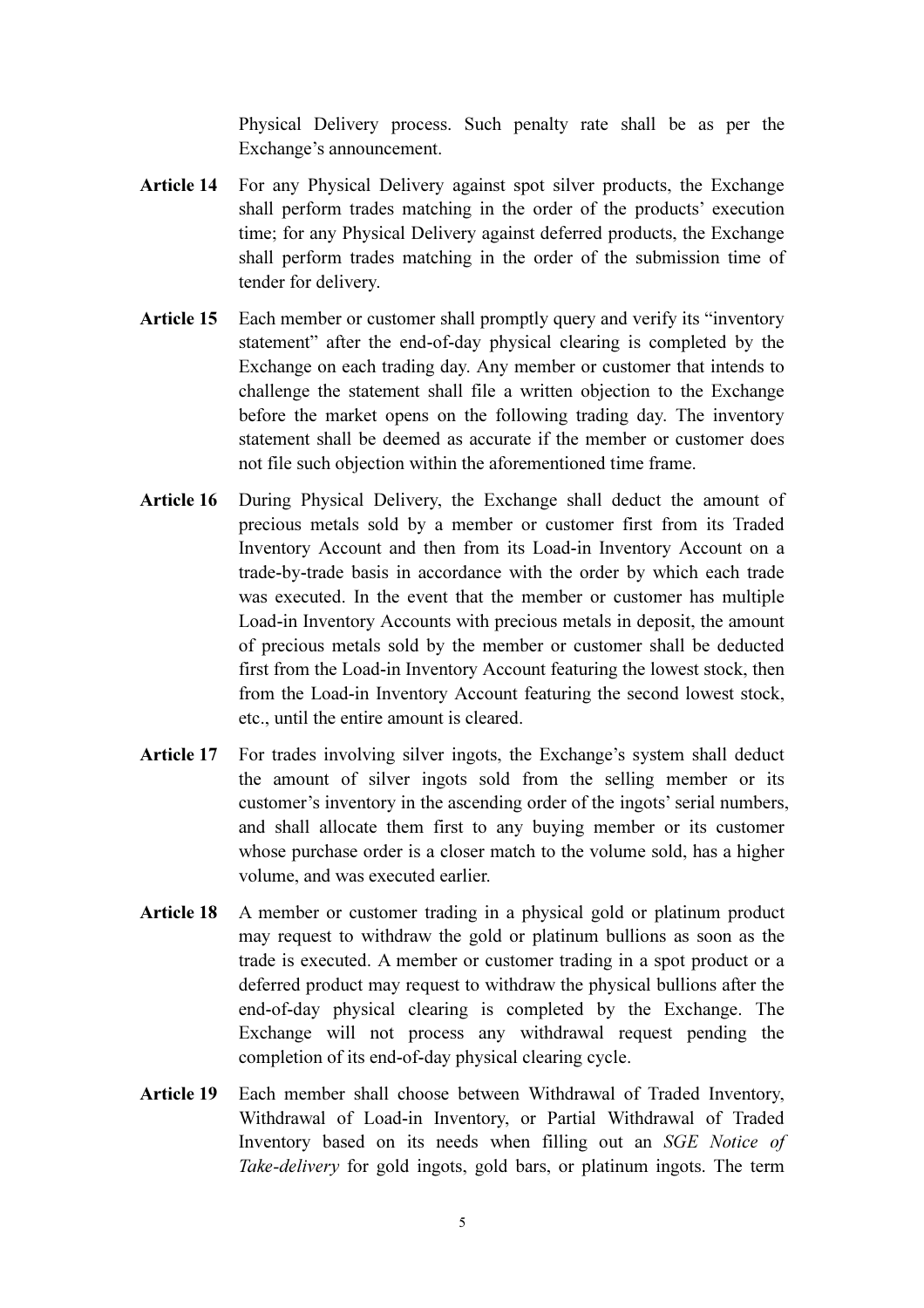Physical Delivery process. Such penalty rate shall be as per the Exchange's announcement.

**Article 14** For any Physical Delivery against spot silver products, the Exchange shall perform trades matching in the order of the products' execution time; for any Physical Delivery against deferred products, the Exchange shall perform trades matching in the order of the submission time of tender for delivery.

**Article 15** Each member or customer shall promptly query and verify its "inventory statement" after the end-of-day physical clearing is completed by the Exchange on each trading day. Any member or customer that intends to challenge the statement shall file a written objection to the Exchange before the market opens on the following trading day. The inventory statement shall be deemed as accurate if the member or customer does not file such objection within the aforementioned time frame.

**Article 16** During Physical Delivery, the Exchange shall deduct the amount of precious metals sold by a member or customer first from its Traded Inventory Account and then from its Load-in Inventory Account on a trade-by-trade basis in accordance with the order by which each trade was executed. In the event that the member or customer has multiple Load-in Inventory Accounts with precious metals in deposit, the amount of precious metals sold by the member or customer shall be deducted first from the Load-in Inventory Account featuring the lowest stock, then from the Load-in Inventory Account featuring the second lowest stock, etc., until the entire amount is cleared.

**Article 17** For trades involving silver ingots, the Exchange's system shall deduct the amount of silver ingots sold from the selling member or its customer's inventory in the ascending order of the ingots' serial numbers, and shall allocate them first to any buying member or its customer whose purchase order is a closer match to the volume sold, has a higher volume, and was executed earlier.

**Article 18** A member or customer trading in a physical gold or platinum product may request to withdraw the gold or platinum bullions as soon as the trade is executed. A member or customer trading in a spot product or a deferred product may request to withdraw the physical bullions after the end-of-day physical clearing is completed by the Exchange. The Exchange will not process any withdrawal request pending the completion of its end-of-day physical clearing cycle.

**Article 19** Each member shall choose between Withdrawal of Traded Inventory, Withdrawal of Load-in Inventory, or Partial Withdrawal of Traded Inventory based on its needs when filling out an *SGE Notice of Take-delivery* for gold ingots, gold bars, or platinum ingots. The term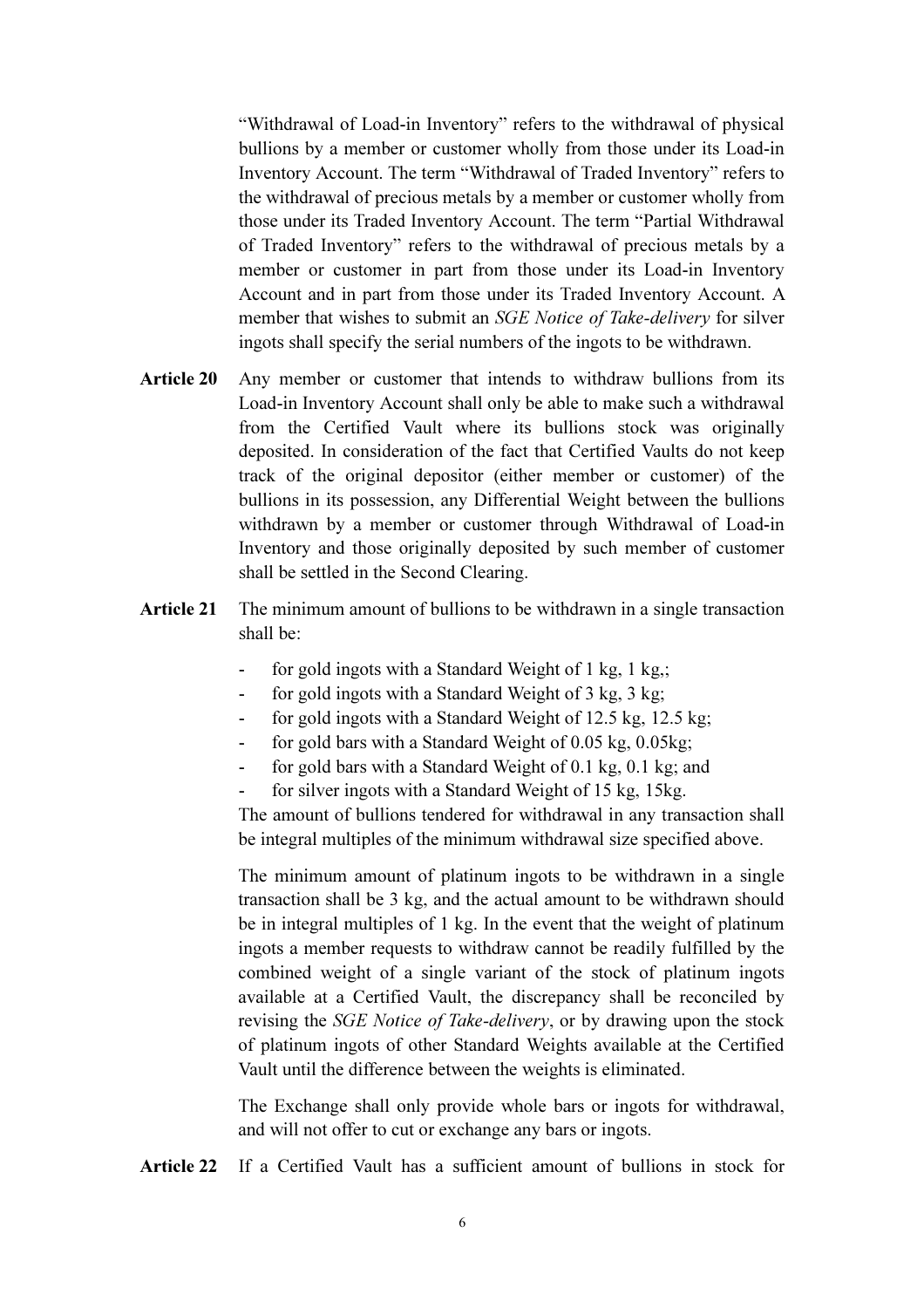"Withdrawal of Load-in Inventory" refers to the withdrawal of physical bullions by a member or customer wholly from those under its Load-in Inventory Account. The term "Withdrawal of Traded Inventory" refers to the withdrawal of precious metals by a member or customer wholly from those under its Traded Inventory Account. The term "Partial Withdrawal of Traded Inventory" refers to the withdrawal of precious metals by a member or customer in part from those under its Load-in Inventory Account and in part from those under its Traded Inventory Account. A member that wishes to submit an *SGE Notice of Take-delivery* for silver ingots shall specify the serial numbers of the ingots to be withdrawn.

**Article 20** Any member or customer that intends to withdraw bullions from its Load-in Inventory Account shall only be able to make such a withdrawal from the Certified Vault where its bullions stock was originally deposited. In consideration of the fact that Certified Vaults do not keep track of the original depositor (either member or customer) of the bullions in its possession, any Differential Weight between the bullions withdrawn by a member or customer through Withdrawal of Load-in Inventory and those originally deposited by such member of customer shall be settled in the Second Clearing.

**Article 21** The minimum amount of bullions to be withdrawn in a single transaction shall be:

- for gold ingots with a Standard Weight of 1 kg, 1 kg,;
- for gold ingots with a Standard Weight of 3 kg, 3 kg;
- for gold ingots with a Standard Weight of 12.5 kg, 12.5 kg;
- for gold bars with a Standard Weight of 0.05 kg, 0.05kg;
- for gold bars with a Standard Weight of 0.1 kg, 0.1 kg; and
- for silver ingots with a Standard Weight of 15 kg, 15kg.

The amount of bullions tendered for withdrawal in any transaction shall be integral multiples of the minimum withdrawal size specified above.

The minimum amount of platinum ingots to be withdrawn in a single transaction shall be 3 kg, and the actual amount to be withdrawn should be in integral multiples of 1 kg. In the event that the weight of platinum ingots a member requests to withdraw cannot be readily fulfilled by the combined weight of a single variant of the stock of platinum ingots available at a Certified Vault, the discrepancy shall be reconciled by revising the *SGE Notice of Take-delivery*, or by drawing upon the stock of platinum ingots of other Standard Weights available at the Certified Vault until the difference between the weights is eliminated.

The Exchange shall only provide whole bars or ingots for withdrawal, and will not offer to cut or exchange any bars or ingots.

**Article 22** If a Certified Vault has a sufficient amount of bullions in stock for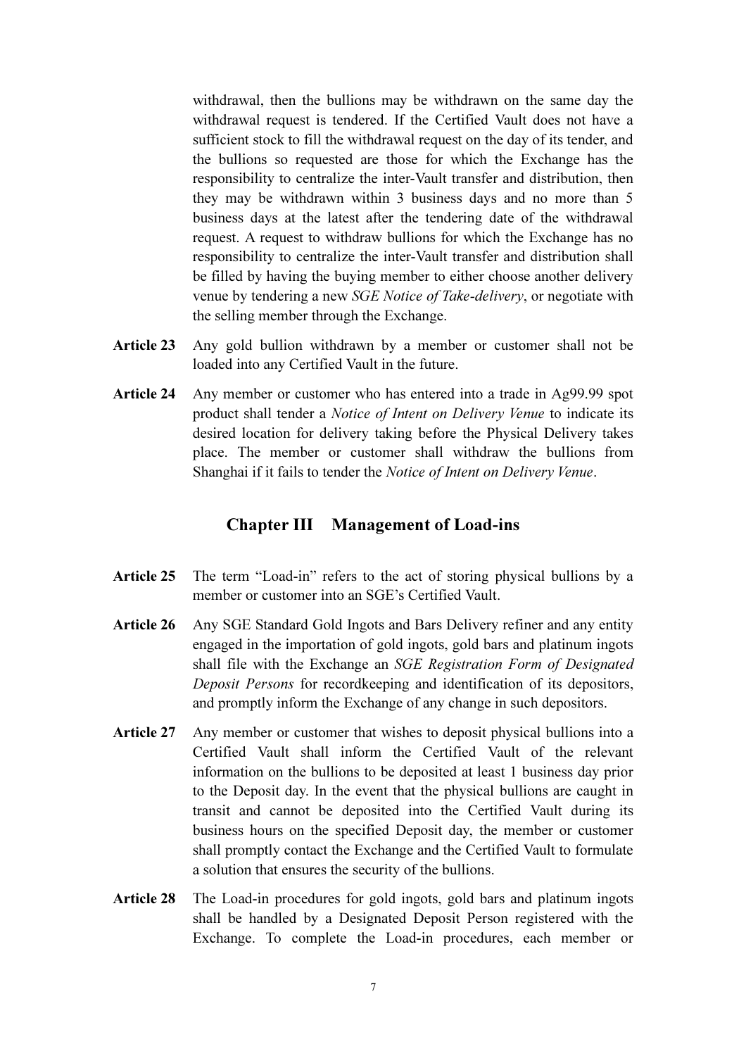withdrawal, then the bullions may be withdrawn on the same day the withdrawal request is tendered. If the Certified Vault does not have a sufficient stock to fill the withdrawal request on the day of its tender, and the bullions so requested are those for which the Exchange has the responsibility to centralize the inter-Vault transfer and distribution, then they may be withdrawn within 3 business days and no more than 5 business days at the latest after the tendering date of the withdrawal request. A request to withdraw bullions for which the Exchange has no responsibility to centralize the inter-Vault transfer and distribution shall be filled by having the buying member to either choose another delivery venue by tendering a new *SGE Notice of Take-delivery*, or negotiate with the selling member through the Exchange.

**Article 23** Any gold bullion withdrawn by a member or customer shall not be loaded into any Certified Vault in the future.

**Article 24** Any member or customer who has entered into a trade in Ag99.99 spot product shall tender a *Notice of Intent on Delivery Venue* to indicate its desired location for delivery taking before the Physical Delivery takes place. The member or customer shall withdraw the bullions from Shanghai if it fails to tender the *Notice of Intent on Delivery Venue*.

## Chapter III Management of Load-ins

**Article 25** The term "Load-in" refers to the act of storing physical bullions by a member or customer into an SGE's Certified Vault.

**Article 26** Any SGE Standard Gold Ingots and Bars Delivery refiner and any entity engaged in the importation of gold ingots, gold bars and platinum ingots shall file with the Exchange an *SGE Registration Form of Designated Deposit Persons* for recordkeeping and identification of its depositors, and promptly inform the Exchange of any change in such depositors.

**Article 27** Any member or customer that wishes to deposit physical bullions into a Certified Vault shall inform the Certified Vault of the relevant information on the bullions to be deposited at least 1 business day prior to the Deposit day. In the event that the physical bullions are caught in transit and cannot be deposited into the Certified Vault during its business hours on the specified Deposit day, the member or customer shall promptly contact the Exchange and the Certified Vault to formulate a solution that ensures the security of the bullions.

**Article 28** The Load-in procedures for gold ingots, gold bars and platinum ingots shall be handled by a Designated Deposit Person registered with the Exchange. To complete the Load-in procedures, each member or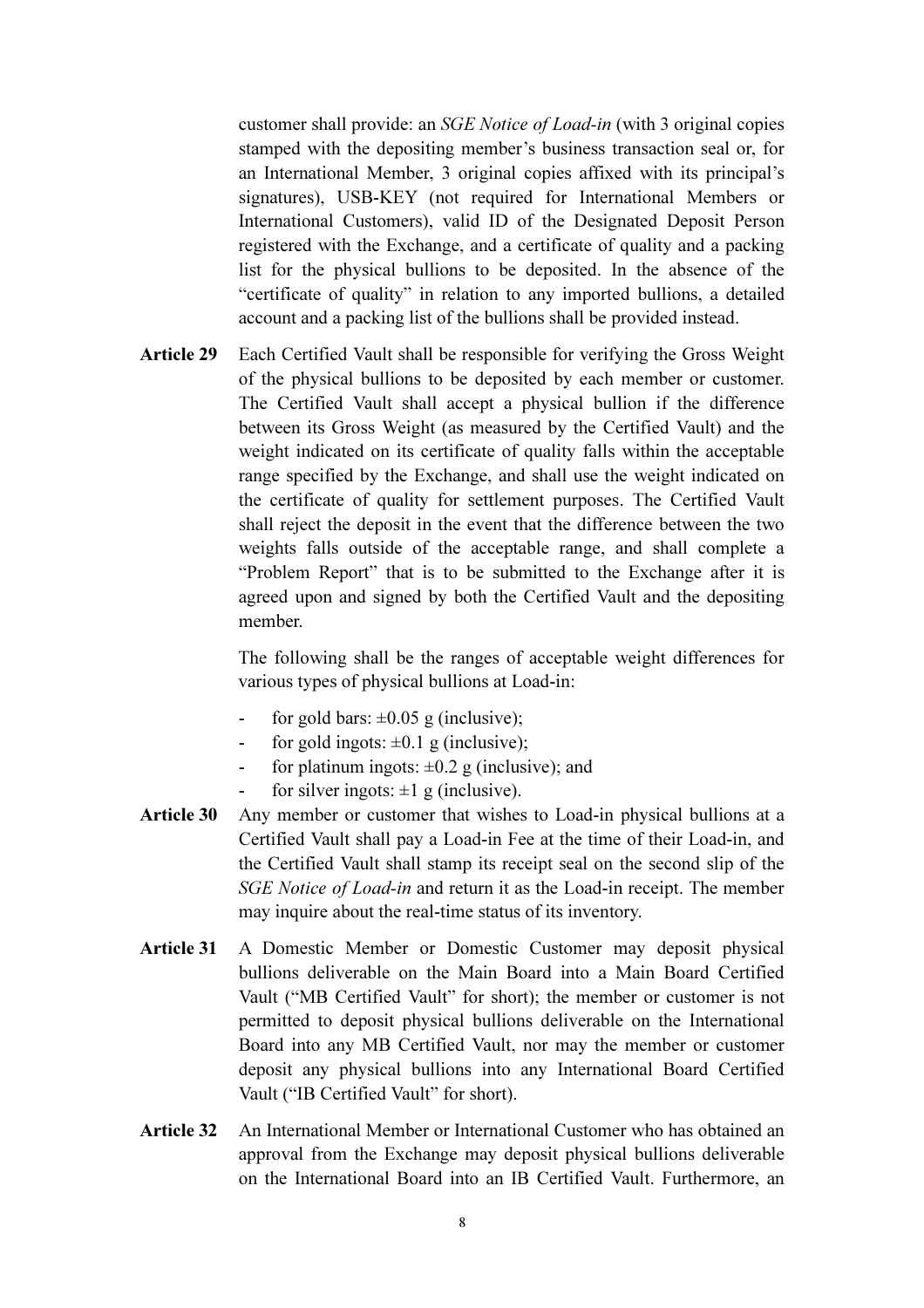customer shall provide: an *SGE Notice of Load-in* (with 3 original copies stamped with the depositing member's business transaction seal or, for an International Member, 3 original copies affixed with its principal's signatures), USB-KEY (not required for International Members or International Customers), valid ID of the Designated Deposit Person registered with the Exchange, and a certificate of quality and a packing list for the physical bullions to be deposited. In the absence of the "certificate of quality" in relation to any imported bullions, a detailed account and a packing list of the bullions shall be provided instead.

**Article 29** Each Certified Vault shall be responsible for verifying the Gross Weight of the physical bullions to be deposited by each member or customer. The Certified Vault shall accept a physical bullion if the difference between its Gross Weight (as measured by the Certified Vault) and the weight indicated on its certificate of quality falls within the acceptable range specified by the Exchange, and shall use the weight indicated on the certificate of quality for settlement purposes. The Certified Vault shall reject the deposit in the event that the difference between the two weights falls outside of the acceptable range, and shall complete a "Problem Report" that is to be submitted to the Exchange after it is agreed upon and signed by both the Certified Vault and the depositing member.

The following shall be the ranges of acceptable weight differences for various types of physical bullions at Load-in:

- for gold bars: ±0.05 g (inclusive);
- for gold ingots: ±0.1 g (inclusive);
- for platinum ingots: ±0.2 g (inclusive); and
- for silver ingots: ±1 g (inclusive).

**Article 30** Any member or customer that wishes to Load-in physical bullions at a Certified Vault shall pay a Load-in Fee at the time of their Load-in, and the Certified Vault shall stamp its receipt seal on the second slip of the *SGE Notice of Load-in* and return it as the Load-in receipt. The member may inquire about the real-time status of its inventory.

**Article 31** A Domestic Member or Domestic Customer may deposit physical bullions deliverable on the Main Board into a Main Board Certified Vault ("MB Certified Vault" for short); the member or customer is not permitted to deposit physical bullions deliverable on the International Board into any MB Certified Vault, nor may the member or customer deposit any physical bullions into any International Board Certified Vault ("IB Certified Vault" for short).

**Article 32** An International Member or International Customer who has obtained an approval from the Exchange may deposit physical bullions deliverable on the International Board into an IB Certified Vault. Furthermore, an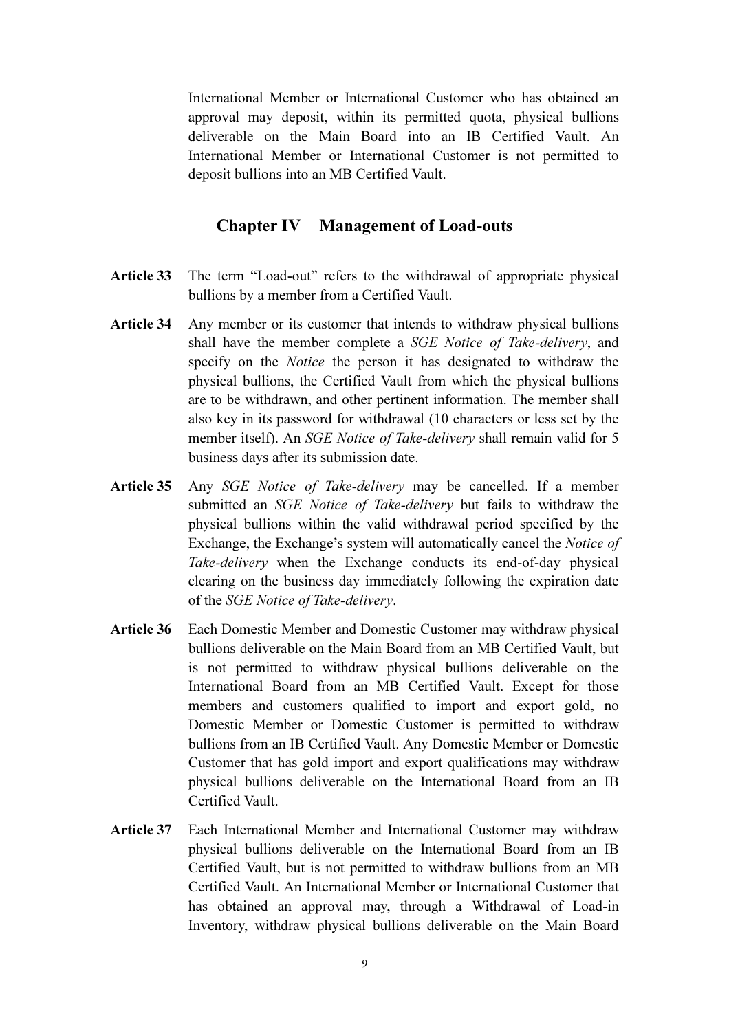International Member or International Customer who has obtained an approval may deposit, within its permitted quota, physical bullions deliverable on the Main Board into an IB Certified Vault. An International Member or International Customer is not permitted to deposit bullions into an MB Certified Vault.

## Chapter IV Management of Load-outs

**Article 33** The term "Load-out" refers to the withdrawal of appropriate physical bullions by a member from a Certified Vault.

**Article 34** Any member or its customer that intends to withdraw physical bullions shall have the member complete a *SGE Notice of Take-delivery*, and specify on the *Notice* the person it has designated to withdraw the physical bullions, the Certified Vault from which the physical bullions are to be withdrawn, and other pertinent information. The member shall also key in its password for withdrawal (10 characters or less set by the member itself). An *SGE Notice of Take-delivery* shall remain valid for 5 business days after its submission date.

**Article 35** Any *SGE Notice of Take-delivery* may be cancelled. If a member submitted an *SGE Notice of Take-delivery* but fails to withdraw the physical bullions within the valid withdrawal period specified by the Exchange, the Exchange's system will automatically cancel the *Notice of Take-delivery* when the Exchange conducts its end-of-day physical clearing on the business day immediately following the expiration date of the *SGE Notice of Take-delivery*.

**Article 36** Each Domestic Member and Domestic Customer may withdraw physical bullions deliverable on the Main Board from an MB Certified Vault, but is not permitted to withdraw physical bullions deliverable on the International Board from an MB Certified Vault. Except for those members and customers qualified to import and export gold, no Domestic Member or Domestic Customer is permitted to withdraw bullions from an IB Certified Vault. Any Domestic Member or Domestic Customer that has gold import and export qualifications may withdraw physical bullions deliverable on the International Board from an IB Certified Vault.

**Article 37** Each International Member and International Customer may withdraw physical bullions deliverable on the International Board from an IB Certified Vault, but is not permitted to withdraw bullions from an MB Certified Vault. An International Member or International Customer that has obtained an approval may, through a Withdrawal of Load-in Inventory, withdraw physical bullions deliverable on the Main Board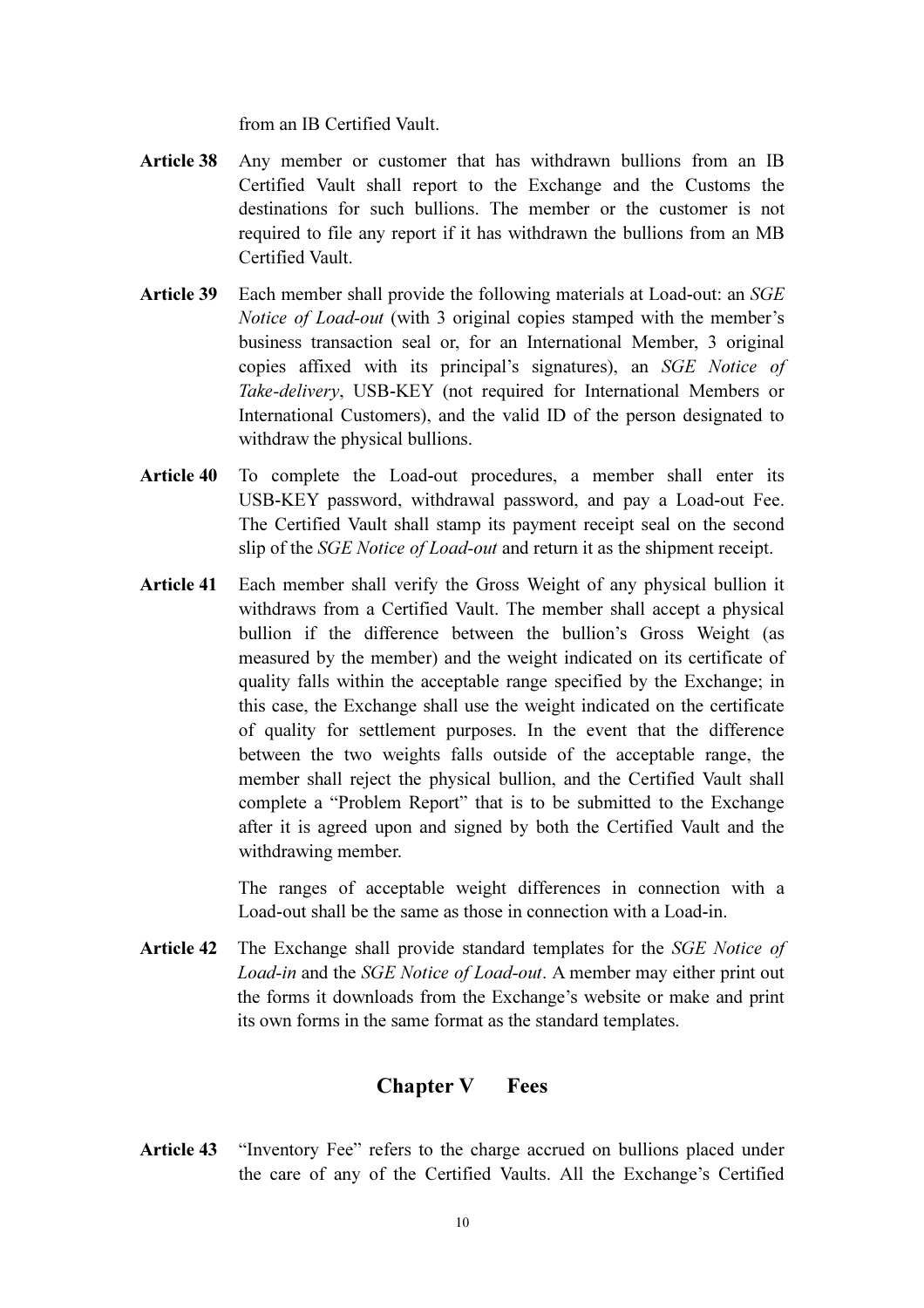from an IB Certified Vault.

**Article 38** Any member or customer that has withdrawn bullions from an IB Certified Vault shall report to the Exchange and the Customs the destinations for such bullions. The member or the customer is not required to file any report if it has withdrawn the bullions from an MB Certified Vault.

**Article 39** Each member shall provide the following materials at Load-out: an *SGE Notice of Load-out* (with 3 original copies stamped with the member's business transaction seal or, for an International Member, 3 original copies affixed with its principal's signatures), an *SGE Notice of Take-delivery*, USB-KEY (not required for International Members or International Customers), and the valid ID of the person designated to withdraw the physical bullions.

**Article 40** To complete the Load-out procedures, a member shall enter its USB-KEY password, withdrawal password, and pay a Load-out Fee. The Certified Vault shall stamp its payment receipt seal on the second slip of the *SGE Notice of Load-out* and return it as the shipment receipt.

**Article 41** Each member shall verify the Gross Weight of any physical bullion it withdraws from a Certified Vault. The member shall accept a physical bullion if the difference between the bullion's Gross Weight (as measured by the member) and the weight indicated on its certificate of quality falls within the acceptable range specified by the Exchange; in this case, the Exchange shall use the weight indicated on the certificate of quality for settlement purposes. In the event that the difference between the two weights falls outside of the acceptable range, the member shall reject the physical bullion, and the Certified Vault shall complete a "Problem Report" that is to be submitted to the Exchange after it is agreed upon and signed by both the Certified Vault and the withdrawing member.

The ranges of acceptable weight differences in connection with a Load-out shall be the same as those in connection with a Load-in.

**Article 42** The Exchange shall provide standard templates for the *SGE Notice of Load-in* and the *SGE Notice of Load-out*. A member may either print out the forms it downloads from the Exchange's website or make and print its own forms in the same format as the standard templates.

## Chapter V Fees

**Article 43** "Inventory Fee" refers to the charge accrued on bullions placed under the care of any of the Certified Vaults. All the Exchange's Certified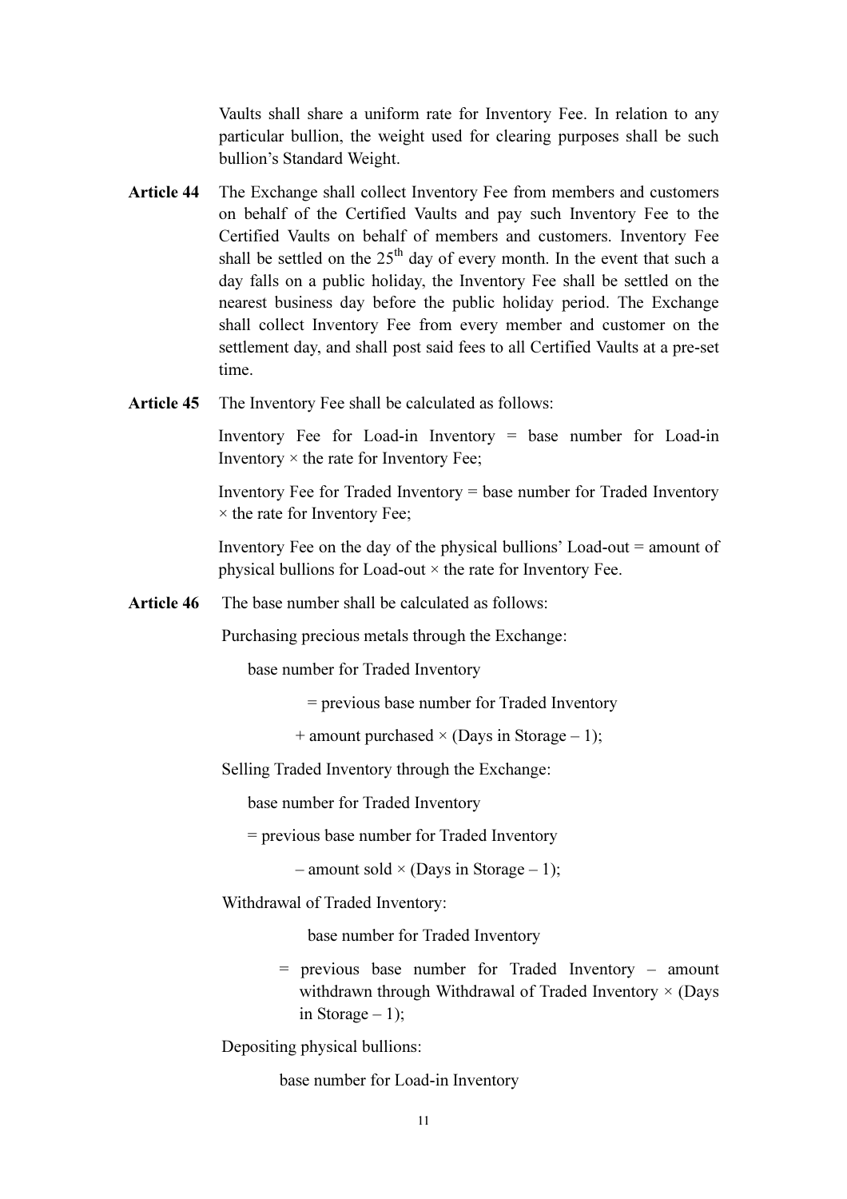Vaults shall share a uniform rate for Inventory Fee. In relation to any particular bullion, the weight used for clearing purposes shall be such bullion's Standard Weight.

**Article 44** The Exchange shall collect Inventory Fee from members and customers on behalf of the Certified Vaults and pay such Inventory Fee to the Certified Vaults on behalf of members and customers. Inventory Fee shall be settled on the 25th day of every month. In the event that such a day falls on a public holiday, the Inventory Fee shall be settled on the nearest business day before the public holiday period. The Exchange shall collect Inventory Fee from every member and customer on the settlement day, and shall post said fees to all Certified Vaults at a pre-set time.

**Article 45** The Inventory Fee shall be calculated as follows:

Inventory Fee for Load-in Inventory = base number for Load-in Inventory × the rate for Inventory Fee;

Inventory Fee for Traded Inventory = base number for Traded Inventory × the rate for Inventory Fee;

Inventory Fee on the day of the physical bullions' Load-out = amount of physical bullions for Load-out × the rate for Inventory Fee.

**Article 46** The base number shall be calculated as follows:

Purchasing precious metals through the Exchange:

base number for Traded Inventory

= previous base number for Traded Inventory

+ amount purchased × (Days in Storage – 1);

Selling Traded Inventory through the Exchange:

base number for Traded Inventory

= previous base number for Traded Inventory

– amount sold × (Days in Storage – 1);

Withdrawal of Traded Inventory:

base number for Traded Inventory

= previous base number for Traded Inventory – amount withdrawn through Withdrawal of Traded Inventory × (Days in Storage – 1);

Depositing physical bullions:

base number for Load-in Inventory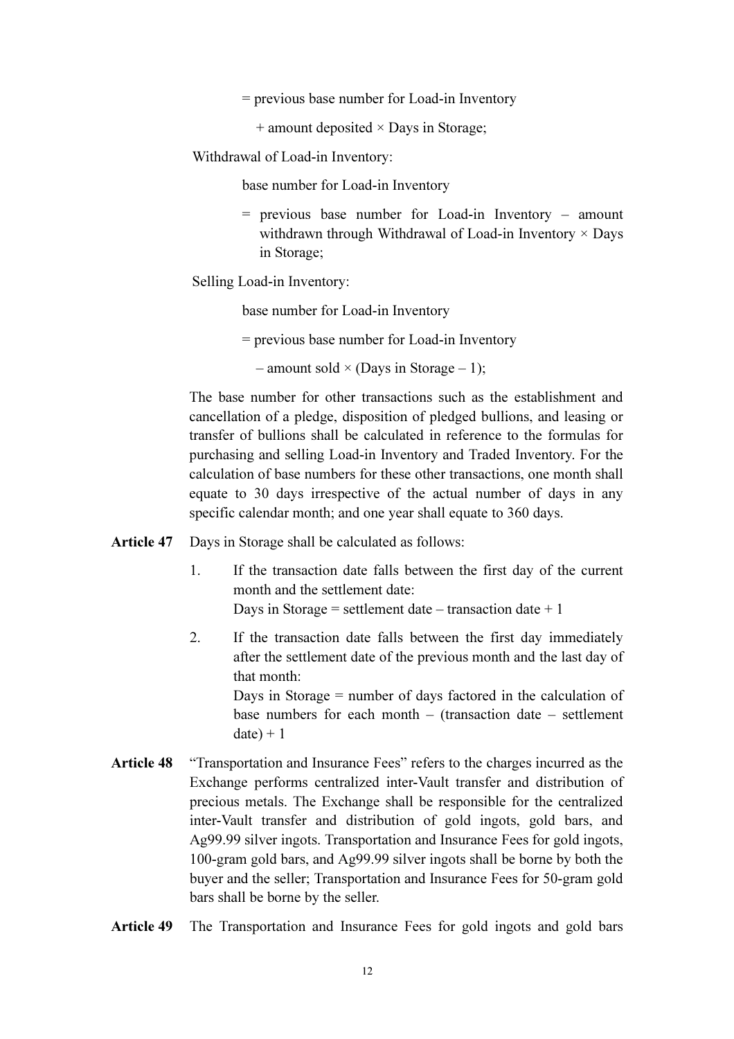= previous base number for Load-in Inventory

+ amount deposited × Days in Storage;

Withdrawal of Load-in Inventory:

base number for Load-in Inventory

= previous base number for Load-in Inventory – amount withdrawn through Withdrawal of Load-in Inventory × Days in Storage;

Selling Load-in Inventory:

base number for Load-in Inventory

= previous base number for Load-in Inventory

– amount sold × (Days in Storage – 1);

The base number for other transactions such as the establishment and cancellation of a pledge, disposition of pledged bullions, and leasing or transfer of bullions shall be calculated in reference to the formulas for purchasing and selling Load-in Inventory and Traded Inventory. For the calculation of base numbers for these other transactions, one month shall equate to 30 days irrespective of the actual number of days in any specific calendar month; and one year shall equate to 360 days.

**Article 47** Days in Storage shall be calculated as follows:

1. If the transaction date falls between the first day of the current month and the settlement date:
   Days in Storage = settlement date – transaction date + 1
2. If the transaction date falls between the first day immediately after the settlement date of the previous month and the last day of that month:
   Days in Storage = number of days factored in the calculation of base numbers for each month – (transaction date – settlement date) + 1

**Article 48** "Transportation and Insurance Fees" refers to the charges incurred as the Exchange performs centralized inter-Vault transfer and distribution of precious metals. The Exchange shall be responsible for the centralized inter-Vault transfer and distribution of gold ingots, gold bars, and Ag99.99 silver ingots. Transportation and Insurance Fees for gold ingots, 100-gram gold bars, and Ag99.99 silver ingots shall be borne by both the buyer and the seller; Transportation and Insurance Fees for 50-gram gold bars shall be borne by the seller.

**Article 49** The Transportation and Insurance Fees for gold ingots and gold bars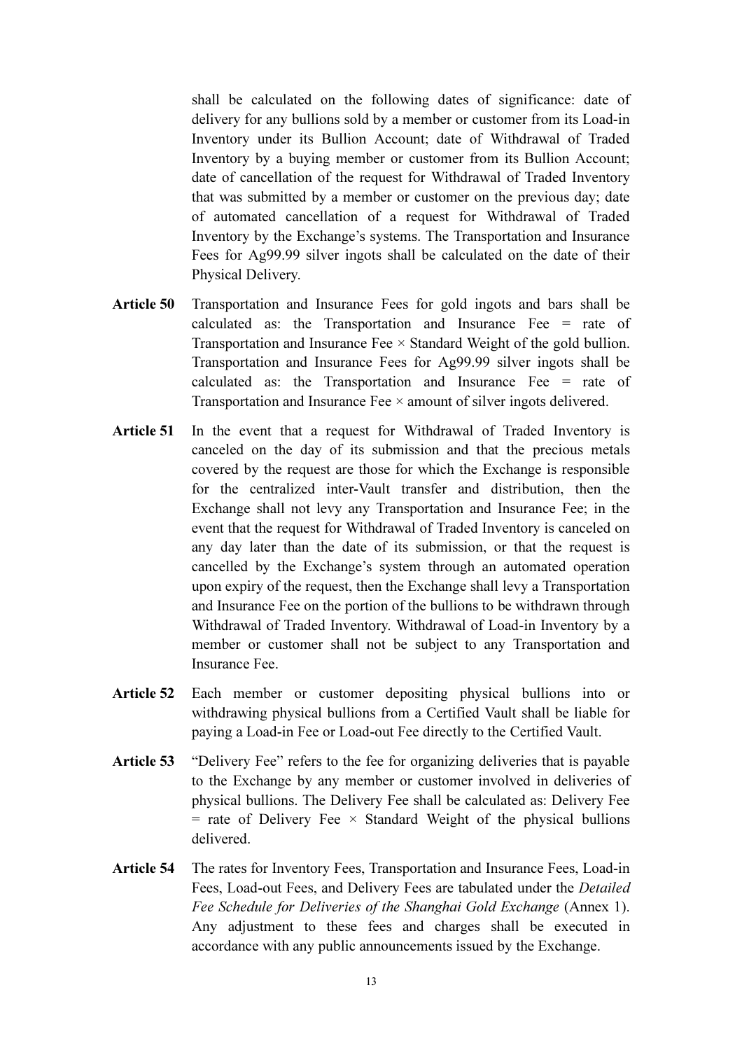shall be calculated on the following dates of significance: date of delivery for any bullions sold by a member or customer from its Load-in Inventory under its Bullion Account; date of Withdrawal of Traded Inventory by a buying member or customer from its Bullion Account; date of cancellation of the request for Withdrawal of Traded Inventory that was submitted by a member or customer on the previous day; date of automated cancellation of a request for Withdrawal of Traded Inventory by the Exchange's systems. The Transportation and Insurance Fees for Ag99.99 silver ingots shall be calculated on the date of their Physical Delivery.

**Article 50** Transportation and Insurance Fees for gold ingots and bars shall be calculated as: the Transportation and Insurance Fee = rate of Transportation and Insurance Fee × Standard Weight of the gold bullion. Transportation and Insurance Fees for Ag99.99 silver ingots shall be calculated as: the Transportation and Insurance Fee = rate of Transportation and Insurance Fee × amount of silver ingots delivered.

**Article 51** In the event that a request for Withdrawal of Traded Inventory is canceled on the day of its submission and that the precious metals covered by the request are those for which the Exchange is responsible for the centralized inter-Vault transfer and distribution, then the Exchange shall not levy any Transportation and Insurance Fee; in the event that the request for Withdrawal of Traded Inventory is canceled on any day later than the date of its submission, or that the request is cancelled by the Exchange's system through an automated operation upon expiry of the request, then the Exchange shall levy a Transportation and Insurance Fee on the portion of the bullions to be withdrawn through Withdrawal of Traded Inventory. Withdrawal of Load-in Inventory by a member or customer shall not be subject to any Transportation and Insurance Fee.

**Article 52** Each member or customer depositing physical bullions into or withdrawing physical bullions from a Certified Vault shall be liable for paying a Load-in Fee or Load-out Fee directly to the Certified Vault.

**Article 53** "Delivery Fee" refers to the fee for organizing deliveries that is payable to the Exchange by any member or customer involved in deliveries of physical bullions. The Delivery Fee shall be calculated as: Delivery Fee = rate of Delivery Fee × Standard Weight of the physical bullions delivered.

**Article 54** The rates for Inventory Fees, Transportation and Insurance Fees, Load-in Fees, Load-out Fees, and Delivery Fees are tabulated under the *Detailed Fee Schedule for Deliveries of the Shanghai Gold Exchange* (Annex 1). Any adjustment to these fees and charges shall be executed in accordance with any public announcements issued by the Exchange.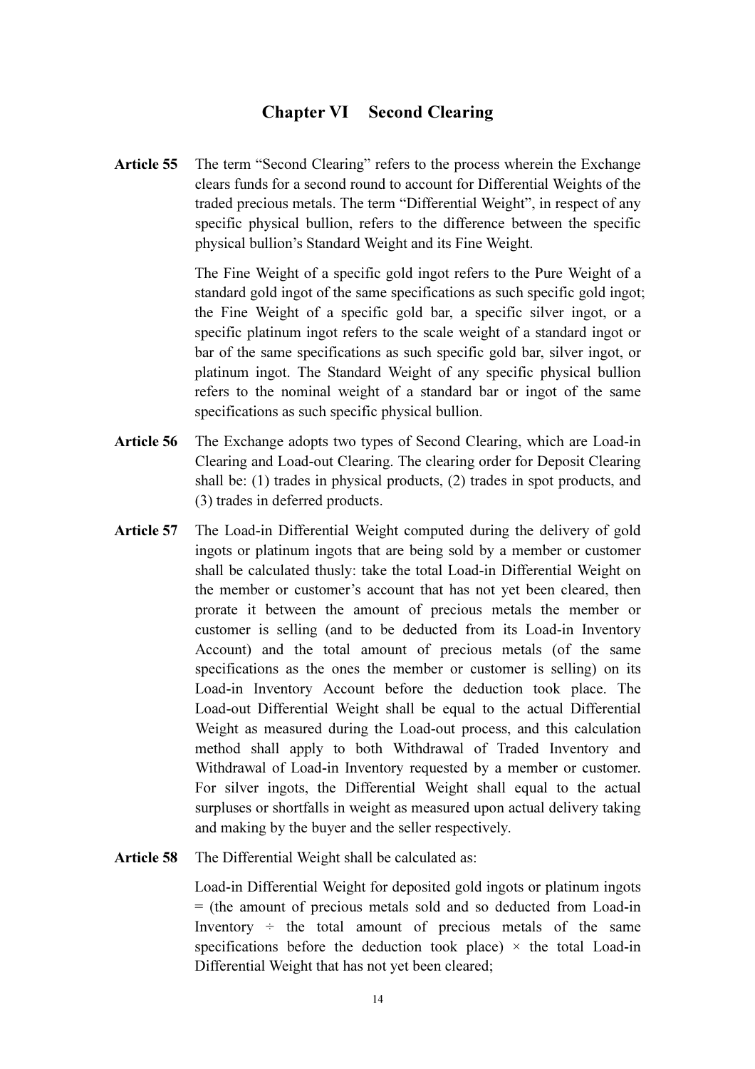## Chapter VI Second Clearing

**Article 55** The term "Second Clearing" refers to the process wherein the Exchange clears funds for a second round to account for Differential Weights of the traded precious metals. The term "Differential Weight", in respect of any specific physical bullion, refers to the difference between the specific physical bullion's Standard Weight and its Fine Weight.

The Fine Weight of a specific gold ingot refers to the Pure Weight of a standard gold ingot of the same specifications as such specific gold ingot; the Fine Weight of a specific gold bar, a specific silver ingot, or a specific platinum ingot refers to the scale weight of a standard ingot or bar of the same specifications as such specific gold bar, silver ingot, or platinum ingot. The Standard Weight of any specific physical bullion refers to the nominal weight of a standard bar or ingot of the same specifications as such specific physical bullion.

**Article 56** The Exchange adopts two types of Second Clearing, which are Load-in Clearing and Load-out Clearing. The clearing order for Deposit Clearing shall be: (1) trades in physical products, (2) trades in spot products, and (3) trades in deferred products.

**Article 57** The Load-in Differential Weight computed during the delivery of gold ingots or platinum ingots that are being sold by a member or customer shall be calculated thusly: take the total Load-in Differential Weight on the member or customer's account that has not yet been cleared, then prorate it between the amount of precious metals the member or customer is selling (and to be deducted from its Load-in Inventory Account) and the total amount of precious metals (of the same specifications as the ones the member or customer is selling) on its Load-in Inventory Account before the deduction took place. The Load-out Differential Weight shall be equal to the actual Differential Weight as measured during the Load-out process, and this calculation method shall apply to both Withdrawal of Traded Inventory and Withdrawal of Load-in Inventory requested by a member or customer. For silver ingots, the Differential Weight shall equal to the actual surpluses or shortfalls in weight as measured upon actual delivery taking and making by the buyer and the seller respectively.

**Article 58** The Differential Weight shall be calculated as:

Load-in Differential Weight for deposited gold ingots or platinum ingots = (the amount of precious metals sold and so deducted from Load-in Inventory ÷ the total amount of precious metals of the same specifications before the deduction took place) × the total Load-in Differential Weight that has not yet been cleared;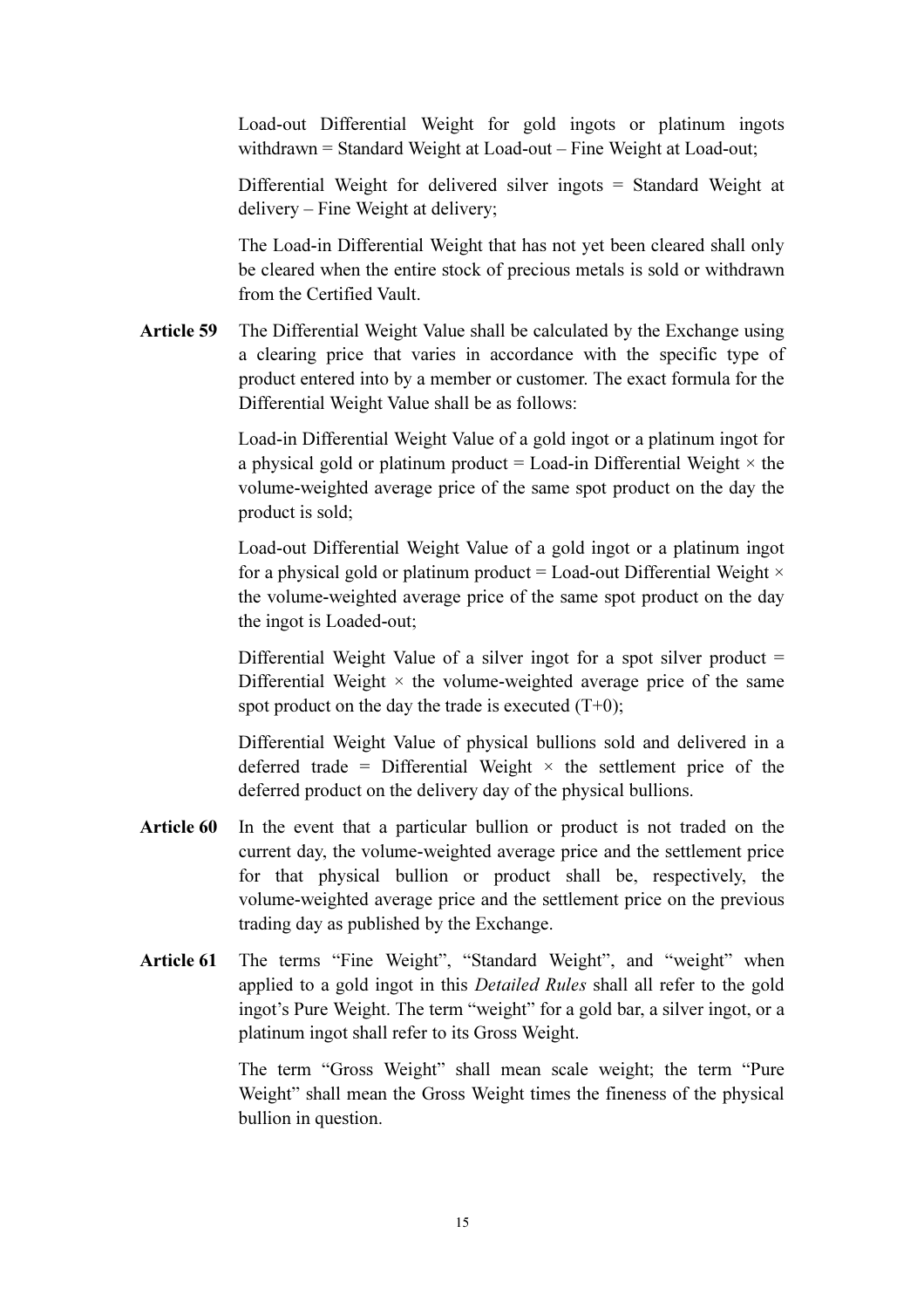Load-out Differential Weight for gold ingots or platinum ingots withdrawn = Standard Weight at Load-out – Fine Weight at Load-out;

Differential Weight for delivered silver ingots = Standard Weight at delivery – Fine Weight at delivery;

The Load-in Differential Weight that has not yet been cleared shall only be cleared when the entire stock of precious metals is sold or withdrawn from the Certified Vault.

**Article 59** The Differential Weight Value shall be calculated by the Exchange using a clearing price that varies in accordance with the specific type of product entered into by a member or customer. The exact formula for the Differential Weight Value shall be as follows:

Load-in Differential Weight Value of a gold ingot or a platinum ingot for a physical gold or platinum product = Load-in Differential Weight × the volume-weighted average price of the same spot product on the day the product is sold;

Load-out Differential Weight Value of a gold ingot or a platinum ingot for a physical gold or platinum product = Load-out Differential Weight × the volume-weighted average price of the same spot product on the day the ingot is Loaded-out;

Differential Weight Value of a silver ingot for a spot silver product = Differential Weight × the volume-weighted average price of the same spot product on the day the trade is executed (T+0);

Differential Weight Value of physical bullions sold and delivered in a deferred trade = Differential Weight × the settlement price of the deferred product on the delivery day of the physical bullions.

**Article 60** In the event that a particular bullion or product is not traded on the current day, the volume-weighted average price and the settlement price for that physical bullion or product shall be, respectively, the volume-weighted average price and the settlement price on the previous trading day as published by the Exchange.

**Article 61** The terms "Fine Weight", "Standard Weight", and "weight" when applied to a gold ingot in this *Detailed Rules* shall all refer to the gold ingot's Pure Weight. The term "weight" for a gold bar, a silver ingot, or a platinum ingot shall refer to its Gross Weight.

The term "Gross Weight" shall mean scale weight; the term "Pure Weight" shall mean the Gross Weight times the fineness of the physical bullion in question.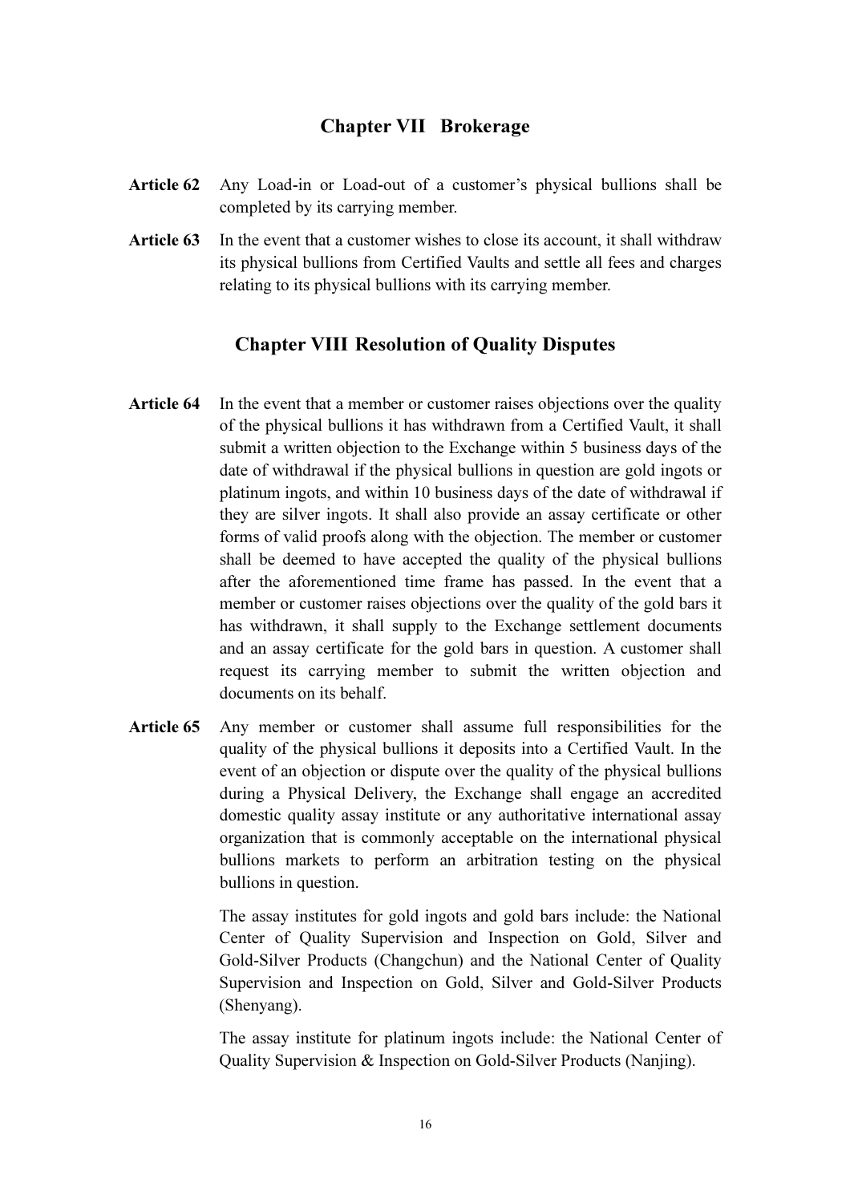## Chapter VII Brokerage

**Article 62** Any Load-in or Load-out of a customer's physical bullions shall be completed by its carrying member.

**Article 63** In the event that a customer wishes to close its account, it shall withdraw its physical bullions from Certified Vaults and settle all fees and charges relating to its physical bullions with its carrying member.

## Chapter VIII Resolution of Quality Disputes

**Article 64** In the event that a member or customer raises objections over the quality of the physical bullions it has withdrawn from a Certified Vault, it shall submit a written objection to the Exchange within 5 business days of the date of withdrawal if the physical bullions in question are gold ingots or platinum ingots, and within 10 business days of the date of withdrawal if they are silver ingots. It shall also provide an assay certificate or other forms of valid proofs along with the objection. The member or customer shall be deemed to have accepted the quality of the physical bullions after the aforementioned time frame has passed. In the event that a member or customer raises objections over the quality of the gold bars it has withdrawn, it shall supply to the Exchange settlement documents and an assay certificate for the gold bars in question. A customer shall request its carrying member to submit the written objection and documents on its behalf.

**Article 65** Any member or customer shall assume full responsibilities for the quality of the physical bullions it deposits into a Certified Vault. In the event of an objection or dispute over the quality of the physical bullions during a Physical Delivery, the Exchange shall engage an accredited domestic quality assay institute or any authoritative international assay organization that is commonly acceptable on the international physical bullions markets to perform an arbitration testing on the physical bullions in question.

The assay institutes for gold ingots and gold bars include: the National Center of Quality Supervision and Inspection on Gold, Silver and Gold-Silver Products (Changchun) and the National Center of Quality Supervision and Inspection on Gold, Silver and Gold-Silver Products (Shenyang).

The assay institute for platinum ingots include: the National Center of Quality Supervision & Inspection on Gold-Silver Products (Nanjing).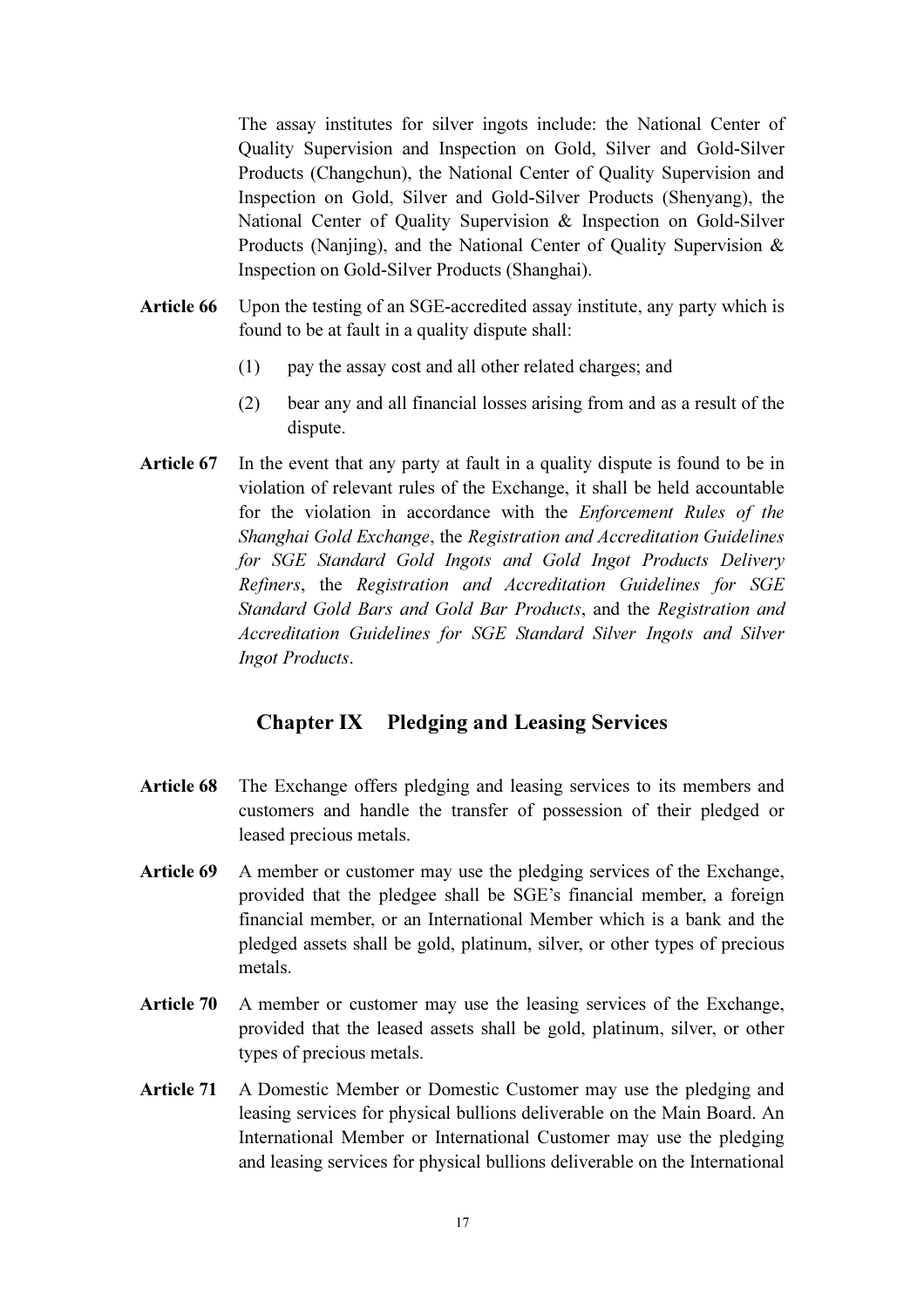The assay institutes for silver ingots include: the National Center of Quality Supervision and Inspection on Gold, Silver and Gold-Silver Products (Changchun), the National Center of Quality Supervision and Inspection on Gold, Silver and Gold-Silver Products (Shenyang), the National Center of Quality Supervision & Inspection on Gold-Silver Products (Nanjing), and the National Center of Quality Supervision & Inspection on Gold-Silver Products (Shanghai).

**Article 66** Upon the testing of an SGE-accredited assay institute, any party which is found to be at fault in a quality dispute shall:

(1) pay the assay cost and all other related charges; and

(2) bear any and all financial losses arising from and as a result of the dispute.

**Article 67** In the event that any party at fault in a quality dispute is found to be in violation of relevant rules of the Exchange, it shall be held accountable for the violation in accordance with the *Enforcement Rules of the Shanghai Gold Exchange*, the *Registration and Accreditation Guidelines for SGE Standard Gold Ingots and Gold Ingot Products Delivery Refiners*, the *Registration and Accreditation Guidelines for SGE Standard Gold Bars and Gold Bar Products*, and the *Registration and Accreditation Guidelines for SGE Standard Silver Ingots and Silver Ingot Products*.

## Chapter IX Pledging and Leasing Services

**Article 68** The Exchange offers pledging and leasing services to its members and customers and handle the transfer of possession of their pledged or leased precious metals.

**Article 69** A member or customer may use the pledging services of the Exchange, provided that the pledgee shall be SGE's financial member, a foreign financial member, or an International Member which is a bank and the pledged assets shall be gold, platinum, silver, or other types of precious metals.

**Article 70** A member or customer may use the leasing services of the Exchange, provided that the leased assets shall be gold, platinum, silver, or other types of precious metals.

**Article 71** A Domestic Member or Domestic Customer may use the pledging and leasing services for physical bullions deliverable on the Main Board. An International Member or International Customer may use the pledging and leasing services for physical bullions deliverable on the International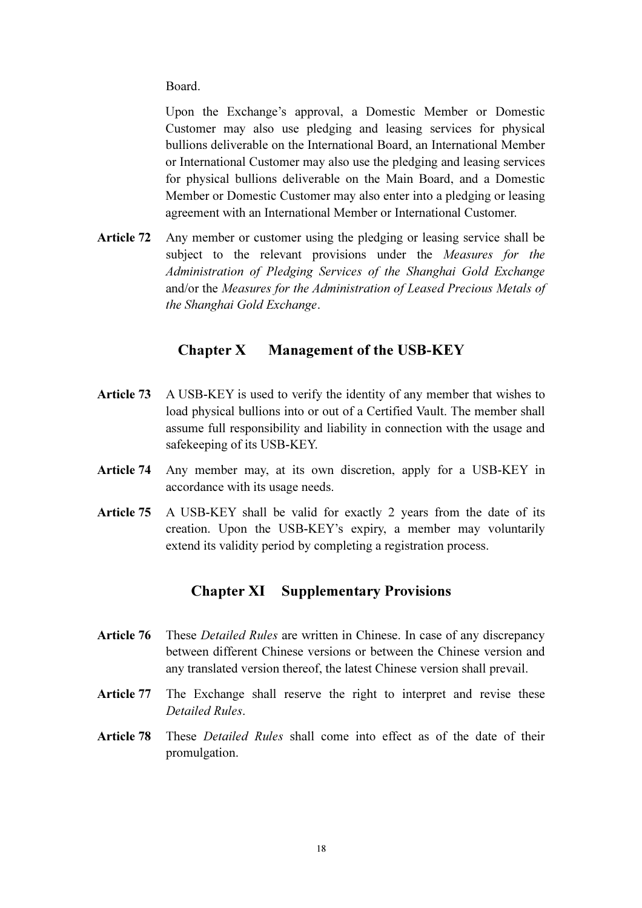Board.

Upon the Exchange's approval, a Domestic Member or Domestic Customer may also use pledging and leasing services for physical bullions deliverable on the International Board, an International Member or International Customer may also use the pledging and leasing services for physical bullions deliverable on the Main Board, and a Domestic Member or Domestic Customer may also enter into a pledging or leasing agreement with an International Member or International Customer.

**Article 72** Any member or customer using the pledging or leasing service shall be subject to the relevant provisions under the *Measures for the Administration of Pledging Services of the Shanghai Gold Exchange* and/or the *Measures for the Administration of Leased Precious Metals of the Shanghai Gold Exchange*.

## Chapter X Management of the USB-KEY

**Article 73** A USB-KEY is used to verify the identity of any member that wishes to load physical bullions into or out of a Certified Vault. The member shall assume full responsibility and liability in connection with the usage and safekeeping of its USB-KEY.

**Article 74** Any member may, at its own discretion, apply for a USB-KEY in accordance with its usage needs.

**Article 75** A USB-KEY shall be valid for exactly 2 years from the date of its creation. Upon the USB-KEY's expiry, a member may voluntarily extend its validity period by completing a registration process.

## Chapter XI Supplementary Provisions

**Article 76** These *Detailed Rules* are written in Chinese. In case of any discrepancy between different Chinese versions or between the Chinese version and any translated version thereof, the latest Chinese version shall prevail.

**Article 77** The Exchange shall reserve the right to interpret and revise these *Detailed Rules*.

**Article 78** These *Detailed Rules* shall come into effect as of the date of their promulgation.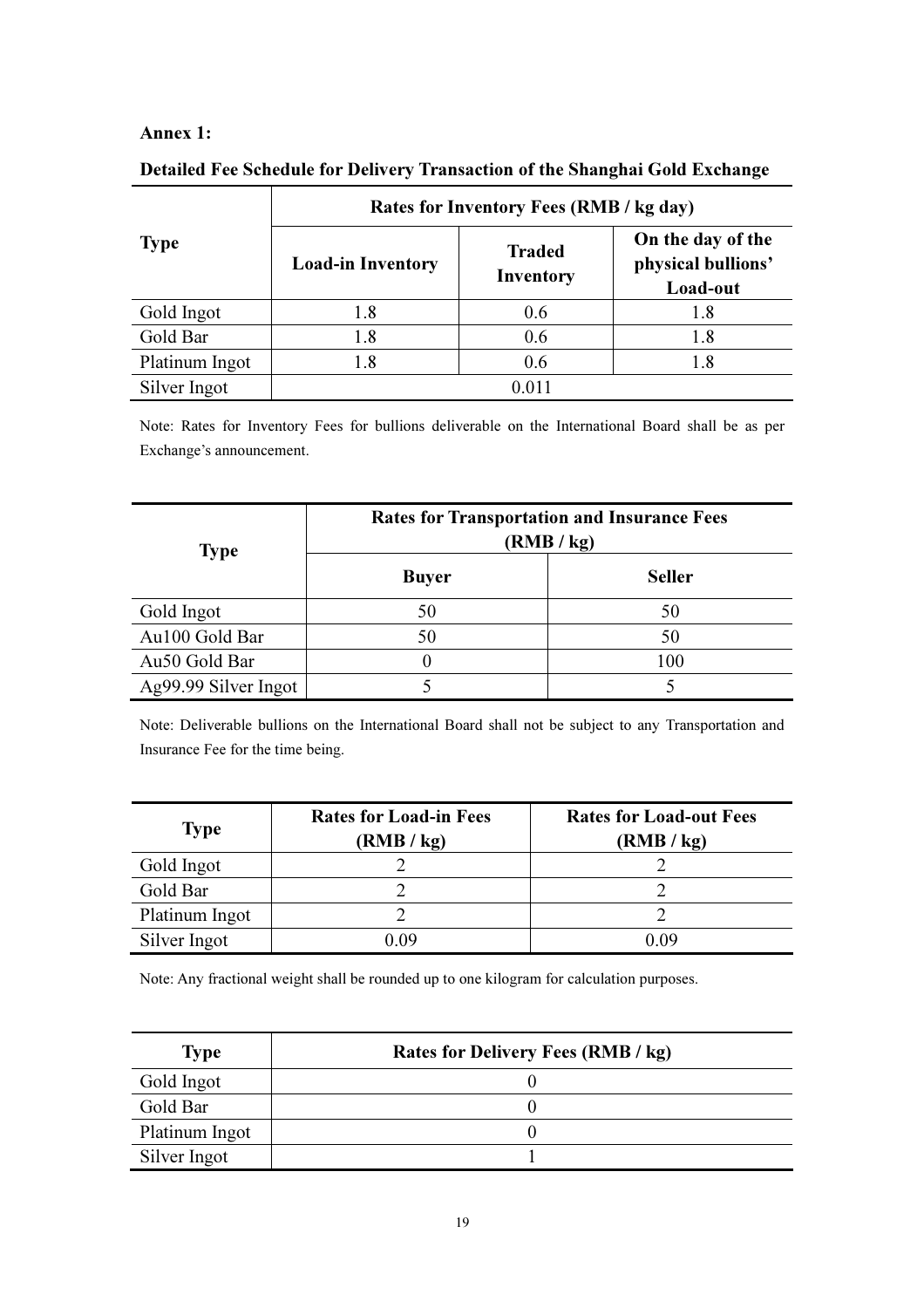**Annex 1:**

**Detailed Fee Schedule for Delivery Transaction of the Shanghai Gold Exchange**

| Type | Rates for Inventory Fees (RMB / kg day) | | |
|---|---|---|---|
| | Load-in Inventory | Traded Inventory | On the day of the physical bullions' Load-out |
| Gold Ingot | 1.8 | 0.6 | 1.8 |
| Gold Bar | 1.8 | 0.6 | 1.8 |
| Platinum Ingot | 1.8 | 0.6 | 1.8 |
| Silver Ingot | 0.011 | | |

Note: Rates for Inventory Fees for bullions deliverable on the International Board shall be as per Exchange's announcement.

| Type | Rates for Transportation and Insurance Fees (RMB / kg) | |
|---|---|---|
| | Buyer | Seller |
| Gold Ingot | 50 | 50 |
| Au100 Gold Bar | 50 | 50 |
| Au50 Gold Bar | 0 | 100 |
| Ag99.99 Silver Ingot | 5 | 5 |

Note: Deliverable bullions on the International Board shall not be subject to any Transportation and Insurance Fee for the time being.

| Type | Rates for Load-in Fees (RMB / kg) | Rates for Load-out Fees (RMB / kg) |
|---|---|---|
| Gold Ingot | 2 | 2 |
| Gold Bar | 2 | 2 |
| Platinum Ingot | 2 | 2 |
| Silver Ingot | 0.09 | 0.09 |

Note: Any fractional weight shall be rounded up to one kilogram for calculation purposes.

| Type | Rates for Delivery Fees (RMB / kg) |
|---|---|
| Gold Ingot | 0 |
| Gold Bar | 0 |
| Platinum Ingot | 0 |
| Silver Ingot | 1 |